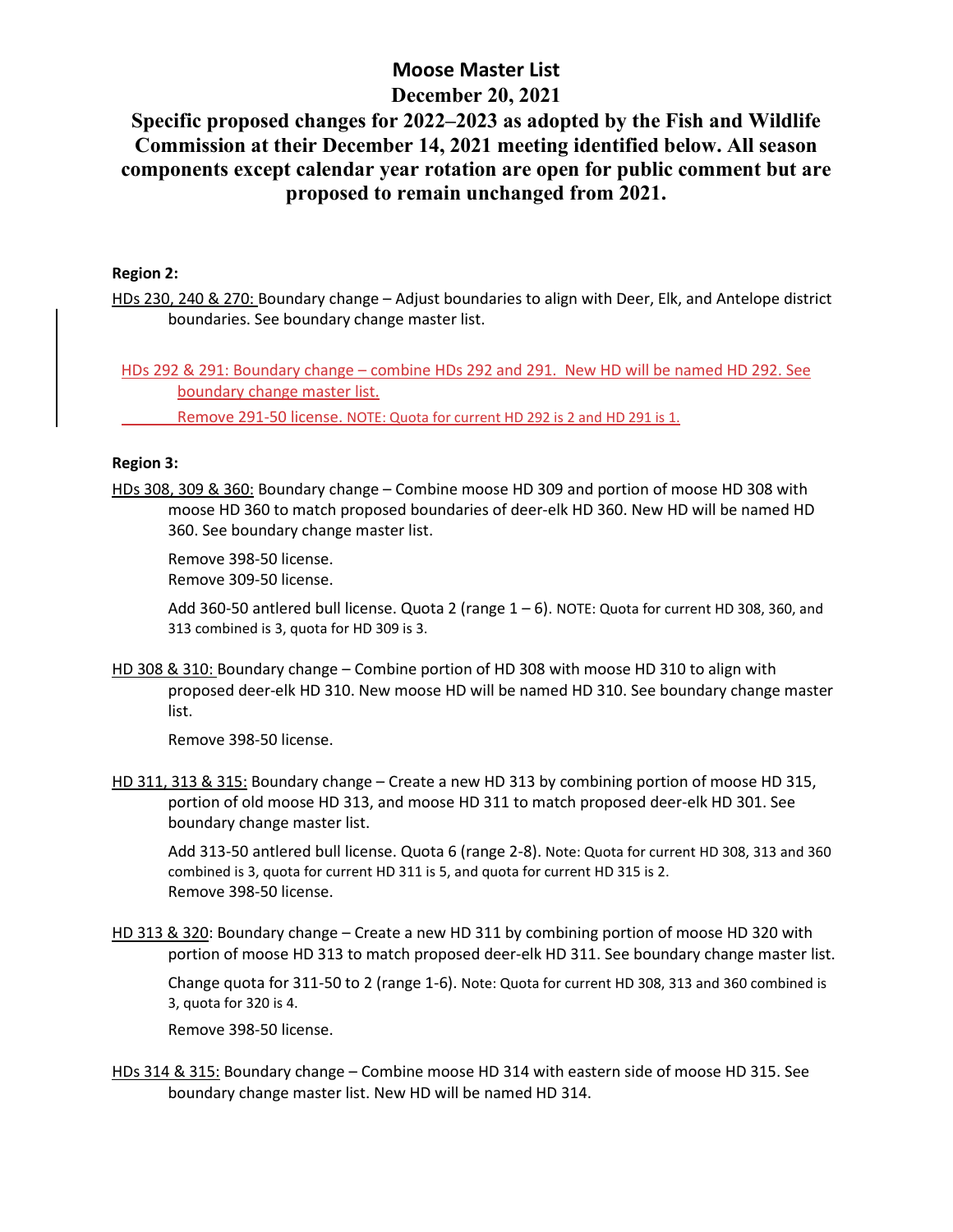# Moose Master List

## December 20, 2021

## Specific proposed changes for 2022–2023 as adopted by the Fish and Wildlife Commission at their December 14, 2021 meeting identified below. All season components except calendar year rotation are open for public comment but are proposed to remain unchanged from 2021.

**Region 2:**

HDs 230, 240 & 270: Boundary change – Adjust boundaries to align with Deer, Elk, and Antelope district boundaries. See boundary change master list.

HDs 292 & 291: Boundary change – combine HDs 292 and 291. New HD will be named HD 292. See boundary change master list.

Remove 291-50 license. NOTE: Quota for current HD 292 is 2 and HD 291 is 1.

**Region 3:**

HDs 308, 309 & 360: Boundary change – Combine moose HD 309 and portion of moose HD 308 with moose HD 360 to match proposed boundaries of deer-elk HD 360. New HD will be named HD 360. See boundary change master list.

Remove 398-50 license.
Remove 309-50 license.

Add 360-50 antlered bull license. Quota 2 (range 1 – 6). NOTE: Quota for current HD 308, 360, and 313 combined is 3, quota for HD 309 is 3.

HD 308 & 310: Boundary change – Combine portion of HD 308 with moose HD 310 to align with proposed deer-elk HD 310. New moose HD will be named HD 310. See boundary change master list.

Remove 398-50 license.

HD 311, 313 & 315: Boundary change – Create a new HD 313 by combining portion of moose HD 315, portion of old moose HD 313, and moose HD 311 to match proposed deer-elk HD 301. See boundary change master list.

Add 313-50 antlered bull license. Quota 6 (range 2-8). Note: Quota for current HD 308, 313 and 360 combined is 3, quota for current HD 311 is 5, and quota for current HD 315 is 2.
Remove 398-50 license.

HD 313 & 320: Boundary change – Create a new HD 311 by combining portion of moose HD 320 with portion of moose HD 313 to match proposed deer-elk HD 311. See boundary change master list.

Change quota for 311-50 to 2 (range 1-6). Note: Quota for current HD 308, 313 and 360 combined is 3, quota for 320 is 4.

Remove 398-50 license.

HDs 314 & 315: Boundary change – Combine moose HD 314 with eastern side of moose HD 315. See boundary change master list. New HD will be named HD 314.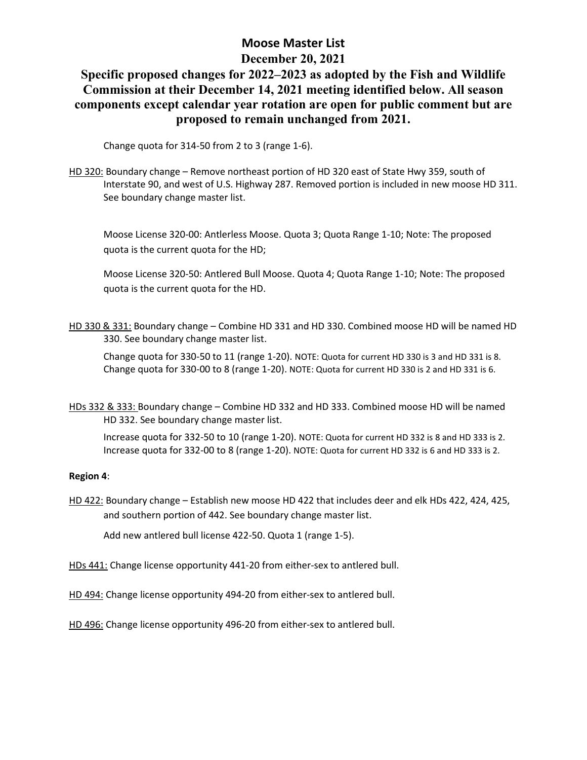# Moose Master List

## December 20, 2021

## Specific proposed changes for 2022–2023 as adopted by the Fish and Wildlife Commission at their December 14, 2021 meeting identified below. All season components except calendar year rotation are open for public comment but are proposed to remain unchanged from 2021.

Change quota for 314-50 from 2 to 3 (range 1-6).

HD 320: Boundary change – Remove northeast portion of HD 320 east of State Hwy 359, south of Interstate 90, and west of U.S. Highway 287. Removed portion is included in new moose HD 311. See boundary change master list.

Moose License 320-00: Antlerless Moose. Quota 3; Quota Range 1-10; Note: The proposed quota is the current quota for the HD;

Moose License 320-50: Antlered Bull Moose. Quota 4; Quota Range 1-10; Note: The proposed quota is the current quota for the HD.

HD 330 & 331: Boundary change – Combine HD 331 and HD 330. Combined moose HD will be named HD 330. See boundary change master list.

Change quota for 330-50 to 11 (range 1-20). NOTE: Quota for current HD 330 is 3 and HD 331 is 8.
Change quota for 330-00 to 8 (range 1-20). NOTE: Quota for current HD 330 is 2 and HD 331 is 6.

HDs 332 & 333: Boundary change – Combine HD 332 and HD 333. Combined moose HD will be named HD 332. See boundary change master list.

Increase quota for 332-50 to 10 (range 1-20). NOTE: Quota for current HD 332 is 8 and HD 333 is 2.
Increase quota for 332-00 to 8 (range 1-20). NOTE: Quota for current HD 332 is 6 and HD 333 is 2.

**Region 4**:

HD 422: Boundary change – Establish new moose HD 422 that includes deer and elk HDs 422, 424, 425, and southern portion of 442. See boundary change master list.

Add new antlered bull license 422-50. Quota 1 (range 1-5).

HDs 441: Change license opportunity 441-20 from either-sex to antlered bull.

HD 494: Change license opportunity 494-20 from either-sex to antlered bull.

HD 496: Change license opportunity 496-20 from either-sex to antlered bull.